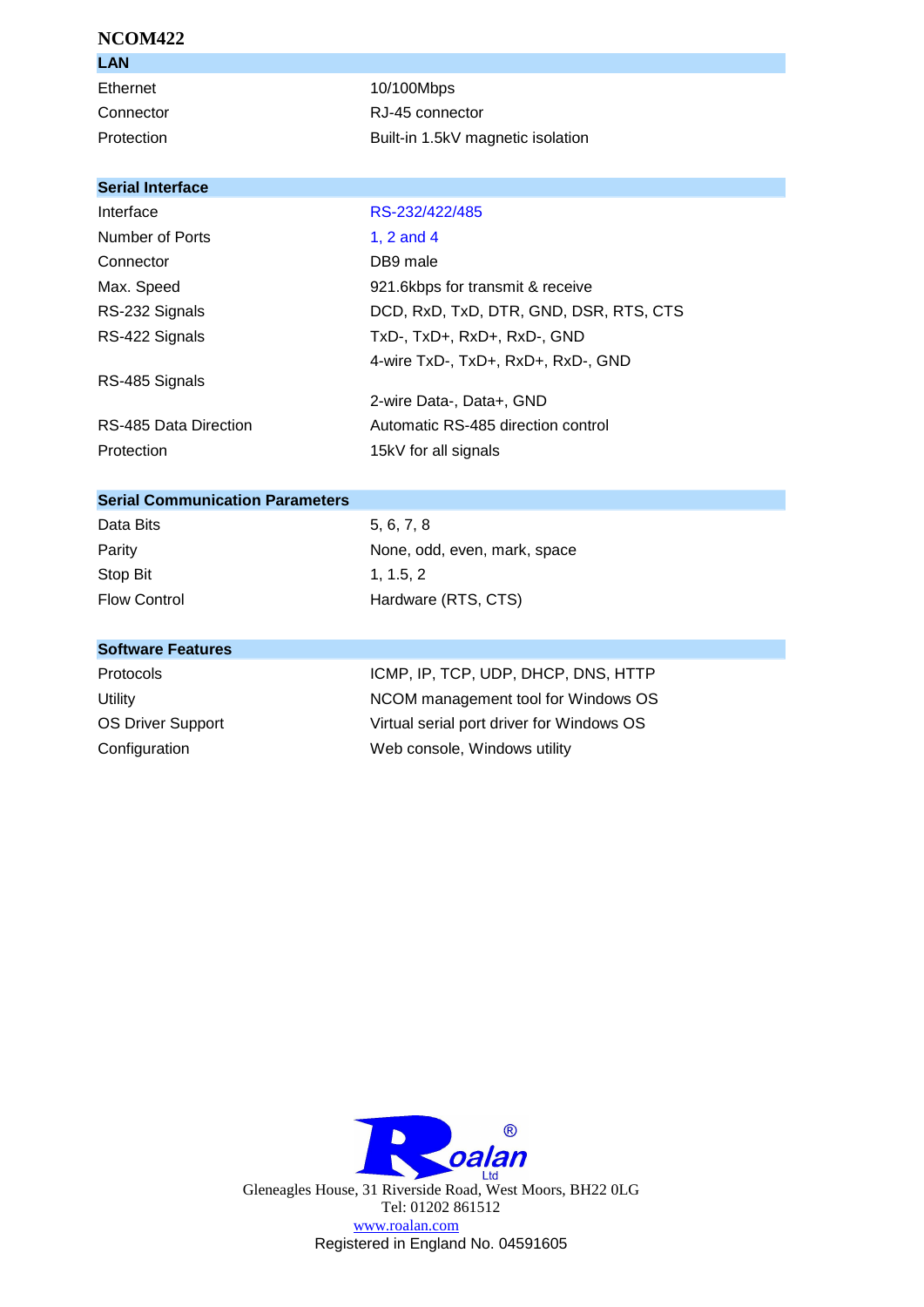# NCOM422

| LAN | |
|---|---|
| Ethernet | 10/100Mbps |
| Connector | RJ-45 connector |
| Protection | Built-in 1.5kV magnetic isolation |

| Serial Interface | |
|---|---|
| Interface | RS-232/422/485 |
| Number of Ports | 1, 2 and 4 |
| Connector | DB9 male |
| Max. Speed | 921.6kbps for transmit & receive |
| RS-232 Signals | DCD, RxD, TxD, DTR, GND, DSR, RTS, CTS |
| RS-422 Signals | TxD-, TxD+, RxD+, RxD-, GND |
| RS-485 Signals | 4-wire TxD-, TxD+, RxD+, RxD-, GND<br>2-wire Data-, Data+, GND |
| RS-485 Data Direction | Automatic RS-485 direction control |
| Protection | 15kV for all signals |

| Serial Communication Parameters | |
|---|---|
| Data Bits | 5, 6, 7, 8 |
| Parity | None, odd, even, mark, space |
| Stop Bit | 1, 1.5, 2 |
| Flow Control | Hardware (RTS, CTS) |

| Software Features | |
|---|---|
| Protocols | ICMP, IP, TCP, UDP, DHCP, DNS, HTTP |
| Utility | NCOM management tool for Windows OS |
| OS Driver Support | Virtual serial port driver for Windows OS |
| Configuration | Web console, Windows utility |

Roalan® Ltd

Gleneagles House, 31 Riverside Road, West Moors, BH22 0LG
Tel: 01202 861512
www.roalan.com
Registered in England No. 04591605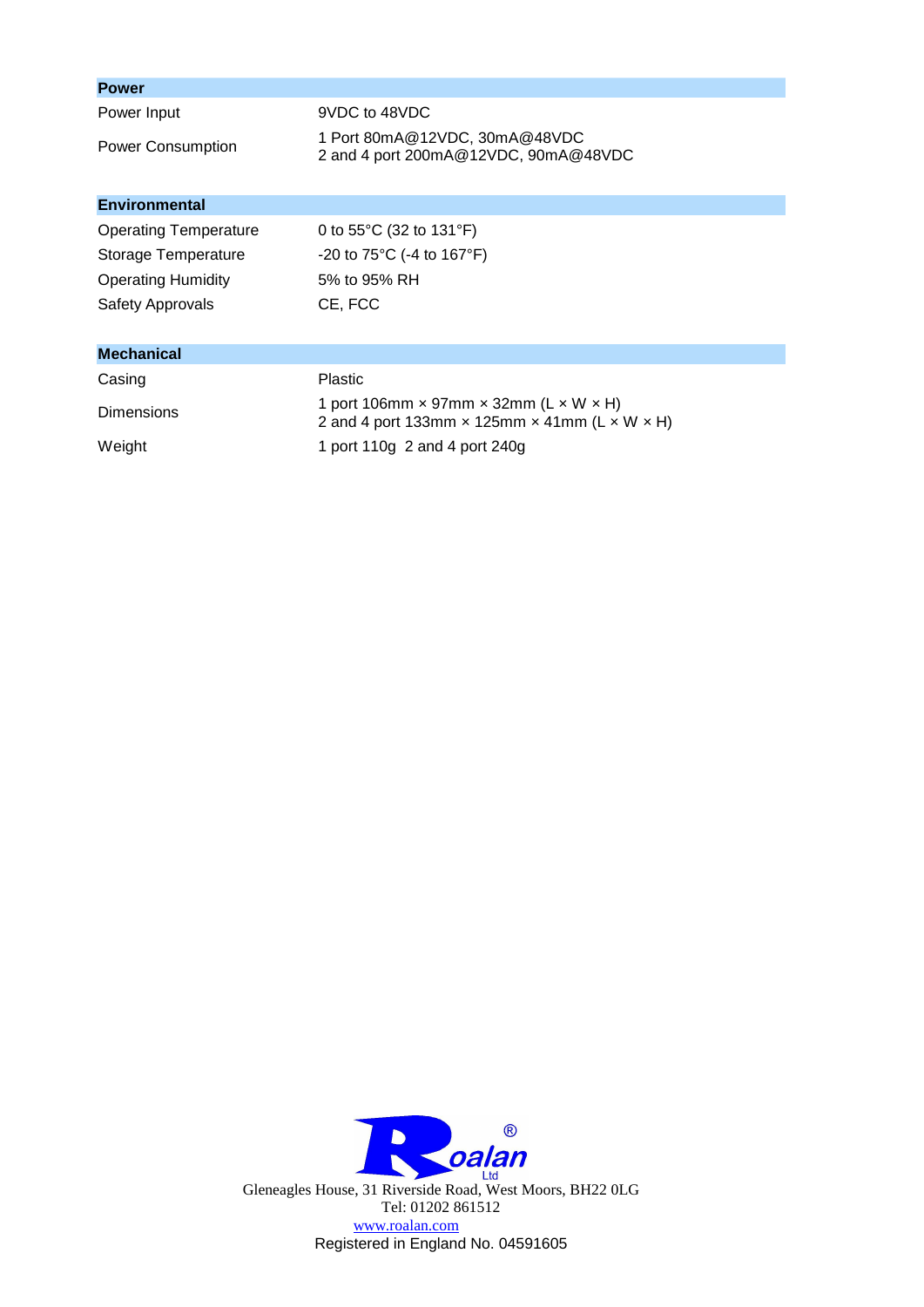| Power | |
|---|---|
| Power Input | 9VDC to 48VDC |
| Power Consumption | 1 Port 80mA@12VDC, 30mA@48VDC<br>2 and 4 port 200mA@12VDC, 90mA@48VDC |

| Environmental | |
|---|---|
| Operating Temperature | 0 to 55°C (32 to 131°F) |
| Storage Temperature | -20 to 75°C (-4 to 167°F) |
| Operating Humidity | 5% to 95% RH |
| Safety Approvals | CE, FCC |

| Mechanical | |
|---|---|
| Casing | Plastic |
| Dimensions | 1 port 106mm × 97mm × 32mm (L × W × H)<br>2 and 4 port 133mm × 125mm × 41mm (L × W × H) |
| Weight | 1 port 110g  2 and 4 port 240g |

Roalan® Ltd

Gleneagles House, 31 Riverside Road, West Moors, BH22 0LG
Tel: 01202 861512
www.roalan.com
Registered in England No. 04591605